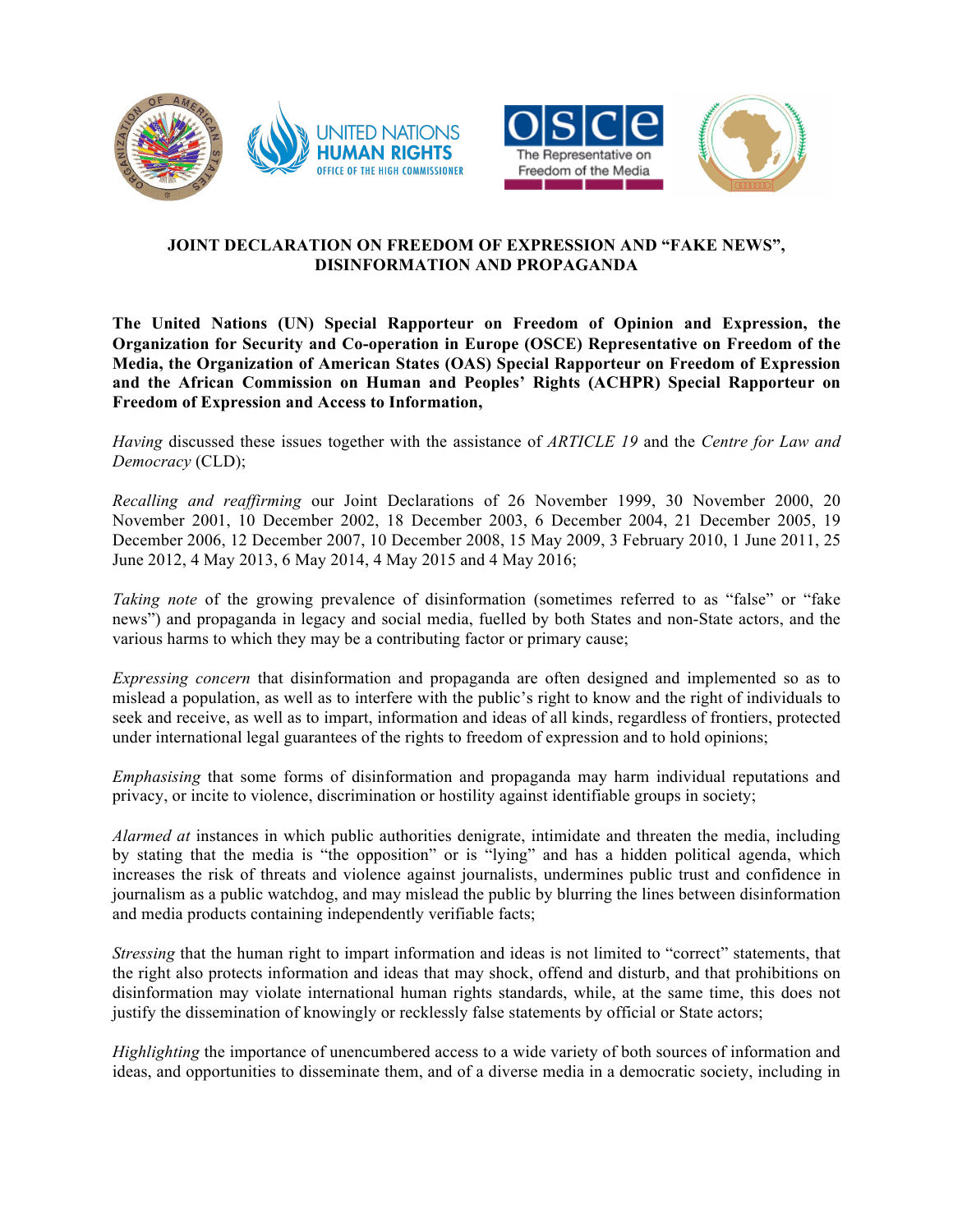# JOINT DECLARATION ON FREEDOM OF EXPRESSION AND "FAKE NEWS", DISINFORMATION AND PROPAGANDA

**The United Nations (UN) Special Rapporteur on Freedom of Opinion and Expression, the Organization for Security and Co-operation in Europe (OSCE) Representative on Freedom of the Media, the Organization of American States (OAS) Special Rapporteur on Freedom of Expression and the African Commission on Human and Peoples' Rights (ACHPR) Special Rapporteur on Freedom of Expression and Access to Information,**

*Having* discussed these issues together with the assistance of *ARTICLE 19* and the *Centre for Law and Democracy* (CLD);

*Recalling and reaffirming* our Joint Declarations of 26 November 1999, 30 November 2000, 20 November 2001, 10 December 2002, 18 December 2003, 6 December 2004, 21 December 2005, 19 December 2006, 12 December 2007, 10 December 2008, 15 May 2009, 3 February 2010, 1 June 2011, 25 June 2012, 4 May 2013, 6 May 2014, 4 May 2015 and 4 May 2016;

*Taking note* of the growing prevalence of disinformation (sometimes referred to as "false" or "fake news") and propaganda in legacy and social media, fuelled by both States and non-State actors, and the various harms to which they may be a contributing factor or primary cause;

*Expressing concern* that disinformation and propaganda are often designed and implemented so as to mislead a population, as well as to interfere with the public's right to know and the right of individuals to seek and receive, as well as to impart, information and ideas of all kinds, regardless of frontiers, protected under international legal guarantees of the rights to freedom of expression and to hold opinions;

*Emphasising* that some forms of disinformation and propaganda may harm individual reputations and privacy, or incite to violence, discrimination or hostility against identifiable groups in society;

*Alarmed at* instances in which public authorities denigrate, intimidate and threaten the media, including by stating that the media is "the opposition" or is "lying" and has a hidden political agenda, which increases the risk of threats and violence against journalists, undermines public trust and confidence in journalism as a public watchdog, and may mislead the public by blurring the lines between disinformation and media products containing independently verifiable facts;

*Stressing* that the human right to impart information and ideas is not limited to "correct" statements, that the right also protects information and ideas that may shock, offend and disturb, and that prohibitions on disinformation may violate international human rights standards, while, at the same time, this does not justify the dissemination of knowingly or recklessly false statements by official or State actors;

*Highlighting* the importance of unencumbered access to a wide variety of both sources of information and ideas, and opportunities to disseminate them, and of a diverse media in a democratic society, including in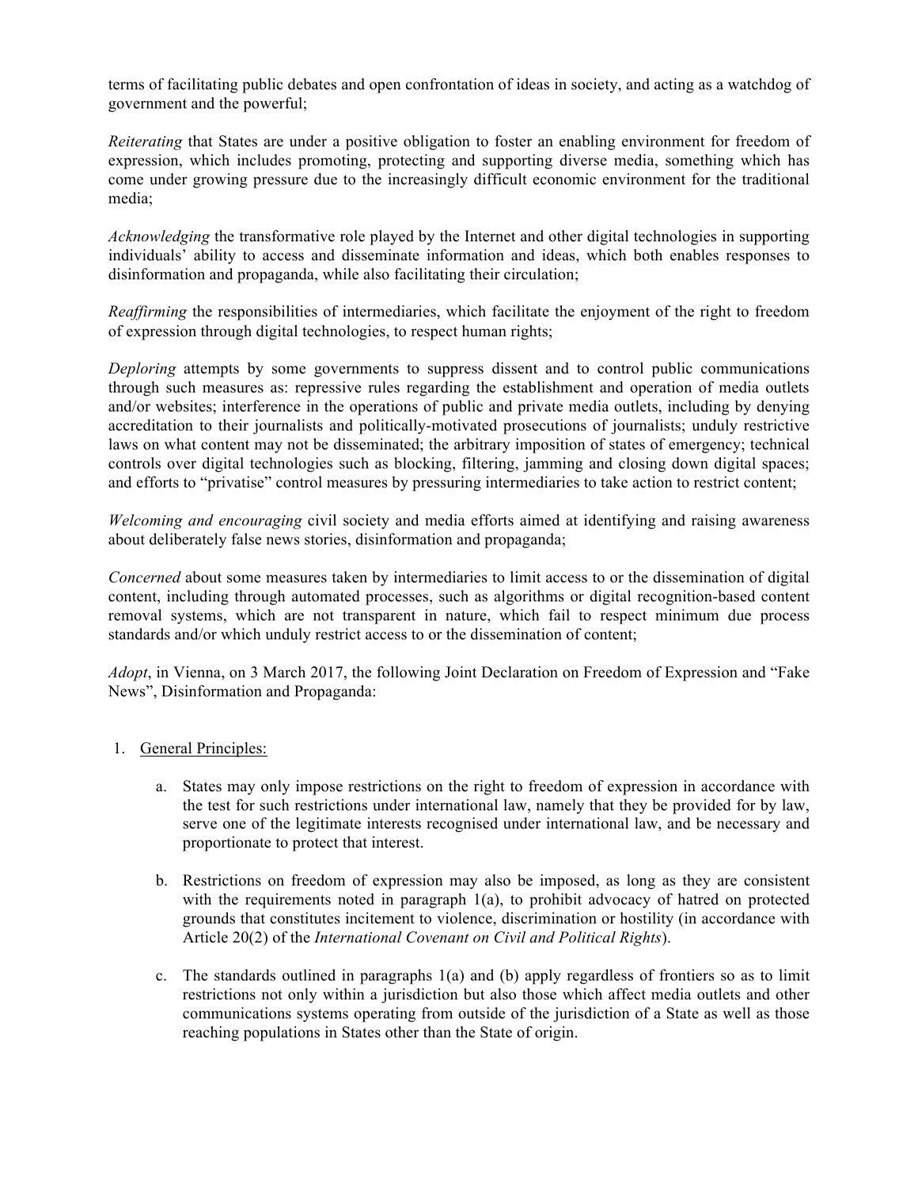terms of facilitating public debates and open confrontation of ideas in society, and acting as a watchdog of government and the powerful;

*Reiterating* that States are under a positive obligation to foster an enabling environment for freedom of expression, which includes promoting, protecting and supporting diverse media, something which has come under growing pressure due to the increasingly difficult economic environment for the traditional media;

*Acknowledging* the transformative role played by the Internet and other digital technologies in supporting individuals' ability to access and disseminate information and ideas, which both enables responses to disinformation and propaganda, while also facilitating their circulation;

*Reaffirming* the responsibilities of intermediaries, which facilitate the enjoyment of the right to freedom of expression through digital technologies, to respect human rights;

*Deploring* attempts by some governments to suppress dissent and to control public communications through such measures as: repressive rules regarding the establishment and operation of media outlets and/or websites; interference in the operations of public and private media outlets, including by denying accreditation to their journalists and politically-motivated prosecutions of journalists; unduly restrictive laws on what content may not be disseminated; the arbitrary imposition of states of emergency; technical controls over digital technologies such as blocking, filtering, jamming and closing down digital spaces; and efforts to "privatise" control measures by pressuring intermediaries to take action to restrict content;

*Welcoming and encouraging* civil society and media efforts aimed at identifying and raising awareness about deliberately false news stories, disinformation and propaganda;

*Concerned* about some measures taken by intermediaries to limit access to or the dissemination of digital content, including through automated processes, such as algorithms or digital recognition-based content removal systems, which are not transparent in nature, which fail to respect minimum due process standards and/or which unduly restrict access to or the dissemination of content;

*Adopt*, in Vienna, on 3 March 2017, the following Joint Declaration on Freedom of Expression and "Fake News", Disinformation and Propaganda:

1. General Principles:

   a. States may only impose restrictions on the right to freedom of expression in accordance with the test for such restrictions under international law, namely that they be provided for by law, serve one of the legitimate interests recognised under international law, and be necessary and proportionate to protect that interest.

   b. Restrictions on freedom of expression may also be imposed, as long as they are consistent with the requirements noted in paragraph 1(a), to prohibit advocacy of hatred on protected grounds that constitutes incitement to violence, discrimination or hostility (in accordance with Article 20(2) of the *International Covenant on Civil and Political Rights*).

   c. The standards outlined in paragraphs 1(a) and (b) apply regardless of frontiers so as to limit restrictions not only within a jurisdiction but also those which affect media outlets and other communications systems operating from outside of the jurisdiction of a State as well as those reaching populations in States other than the State of origin.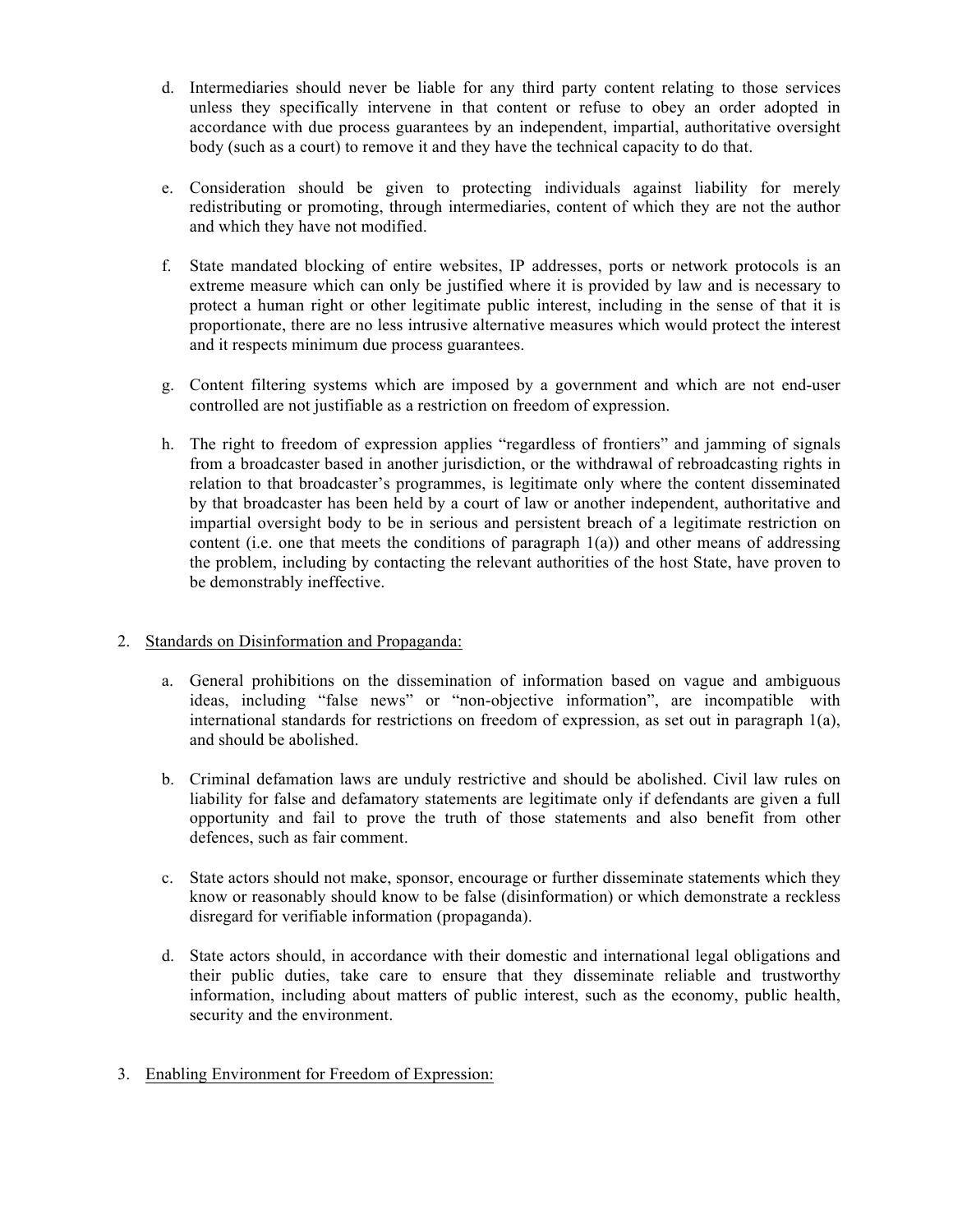d. Intermediaries should never be liable for any third party content relating to those services unless they specifically intervene in that content or refuse to obey an order adopted in accordance with due process guarantees by an independent, impartial, authoritative oversight body (such as a court) to remove it and they have the technical capacity to do that.

e. Consideration should be given to protecting individuals against liability for merely redistributing or promoting, through intermediaries, content of which they are not the author and which they have not modified.

f. State mandated blocking of entire websites, IP addresses, ports or network protocols is an extreme measure which can only be justified where it is provided by law and is necessary to protect a human right or other legitimate public interest, including in the sense of that it is proportionate, there are no less intrusive alternative measures which would protect the interest and it respects minimum due process guarantees.

g. Content filtering systems which are imposed by a government and which are not end-user controlled are not justifiable as a restriction on freedom of expression.

h. The right to freedom of expression applies "regardless of frontiers" and jamming of signals from a broadcaster based in another jurisdiction, or the withdrawal of rebroadcasting rights in relation to that broadcaster's programmes, is legitimate only where the content disseminated by that broadcaster has been held by a court of law or another independent, authoritative and impartial oversight body to be in serious and persistent breach of a legitimate restriction on content (i.e. one that meets the conditions of paragraph 1(a)) and other means of addressing the problem, including by contacting the relevant authorities of the host State, have proven to be demonstrably ineffective.

2. <u>Standards on Disinformation and Propaganda:</u>

a. General prohibitions on the dissemination of information based on vague and ambiguous ideas, including "false news" or "non-objective information", are incompatible with international standards for restrictions on freedom of expression, as set out in paragraph 1(a), and should be abolished.

b. Criminal defamation laws are unduly restrictive and should be abolished. Civil law rules on liability for false and defamatory statements are legitimate only if defendants are given a full opportunity and fail to prove the truth of those statements and also benefit from other defences, such as fair comment.

c. State actors should not make, sponsor, encourage or further disseminate statements which they know or reasonably should know to be false (disinformation) or which demonstrate a reckless disregard for verifiable information (propaganda).

d. State actors should, in accordance with their domestic and international legal obligations and their public duties, take care to ensure that they disseminate reliable and trustworthy information, including about matters of public interest, such as the economy, public health, security and the environment.

3. <u>Enabling Environment for Freedom of Expression:</u>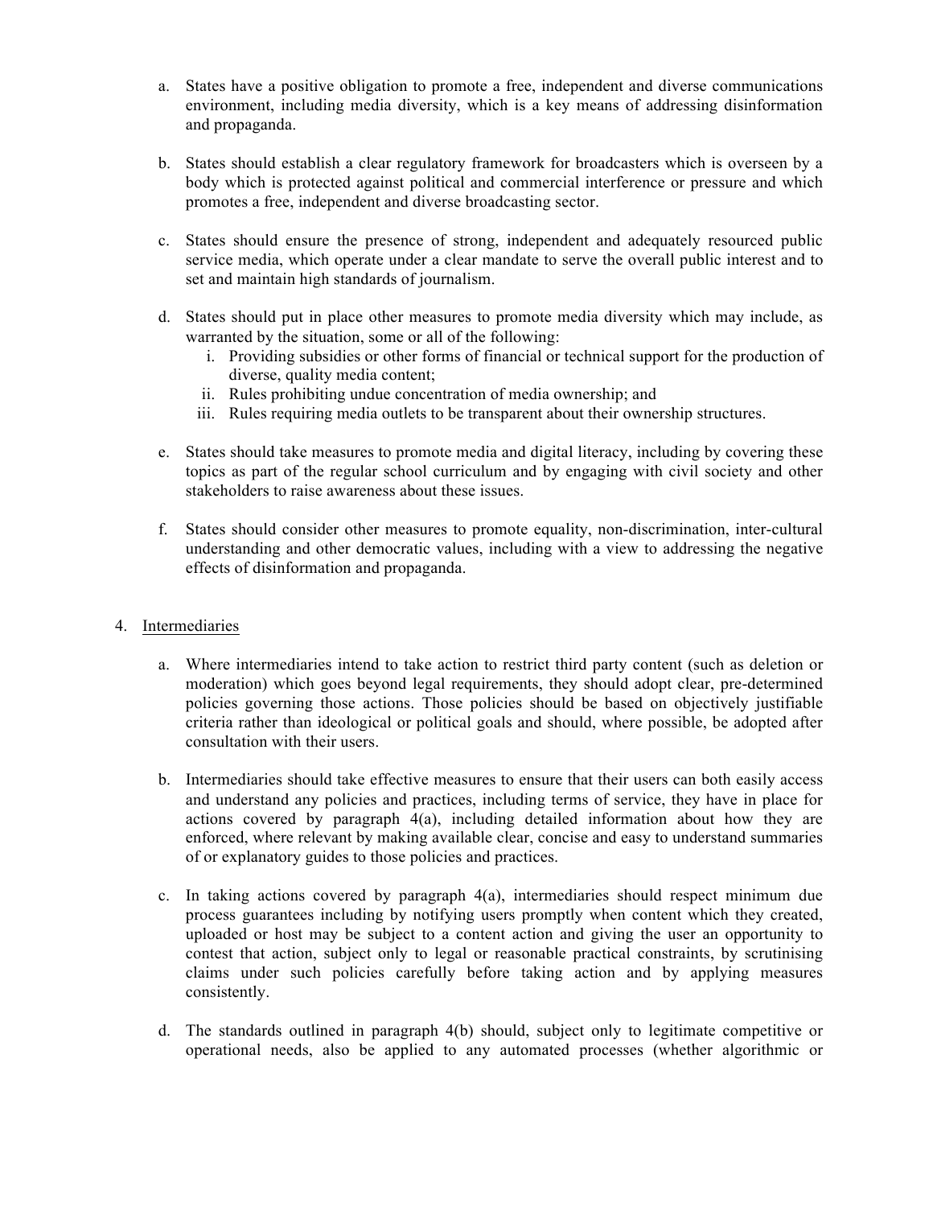a. States have a positive obligation to promote a free, independent and diverse communications environment, including media diversity, which is a key means of addressing disinformation and propaganda.

b. States should establish a clear regulatory framework for broadcasters which is overseen by a body which is protected against political and commercial interference or pressure and which promotes a free, independent and diverse broadcasting sector.

c. States should ensure the presence of strong, independent and adequately resourced public service media, which operate under a clear mandate to serve the overall public interest and to set and maintain high standards of journalism.

d. States should put in place other measures to promote media diversity which may include, as warranted by the situation, some or all of the following:
   i. Providing subsidies or other forms of financial or technical support for the production of diverse, quality media content;
   ii. Rules prohibiting undue concentration of media ownership; and
   iii. Rules requiring media outlets to be transparent about their ownership structures.

e. States should take measures to promote media and digital literacy, including by covering these topics as part of the regular school curriculum and by engaging with civil society and other stakeholders to raise awareness about these issues.

f. States should consider other measures to promote equality, non-discrimination, inter-cultural understanding and other democratic values, including with a view to addressing the negative effects of disinformation and propaganda.

4. Intermediaries

a. Where intermediaries intend to take action to restrict third party content (such as deletion or moderation) which goes beyond legal requirements, they should adopt clear, pre-determined policies governing those actions. Those policies should be based on objectively justifiable criteria rather than ideological or political goals and should, where possible, be adopted after consultation with their users.

b. Intermediaries should take effective measures to ensure that their users can both easily access and understand any policies and practices, including terms of service, they have in place for actions covered by paragraph 4(a), including detailed information about how they are enforced, where relevant by making available clear, concise and easy to understand summaries of or explanatory guides to those policies and practices.

c. In taking actions covered by paragraph 4(a), intermediaries should respect minimum due process guarantees including by notifying users promptly when content which they created, uploaded or host may be subject to a content action and giving the user an opportunity to contest that action, subject only to legal or reasonable practical constraints, by scrutinising claims under such policies carefully before taking action and by applying measures consistently.

d. The standards outlined in paragraph 4(b) should, subject only to legitimate competitive or operational needs, also be applied to any automated processes (whether algorithmic or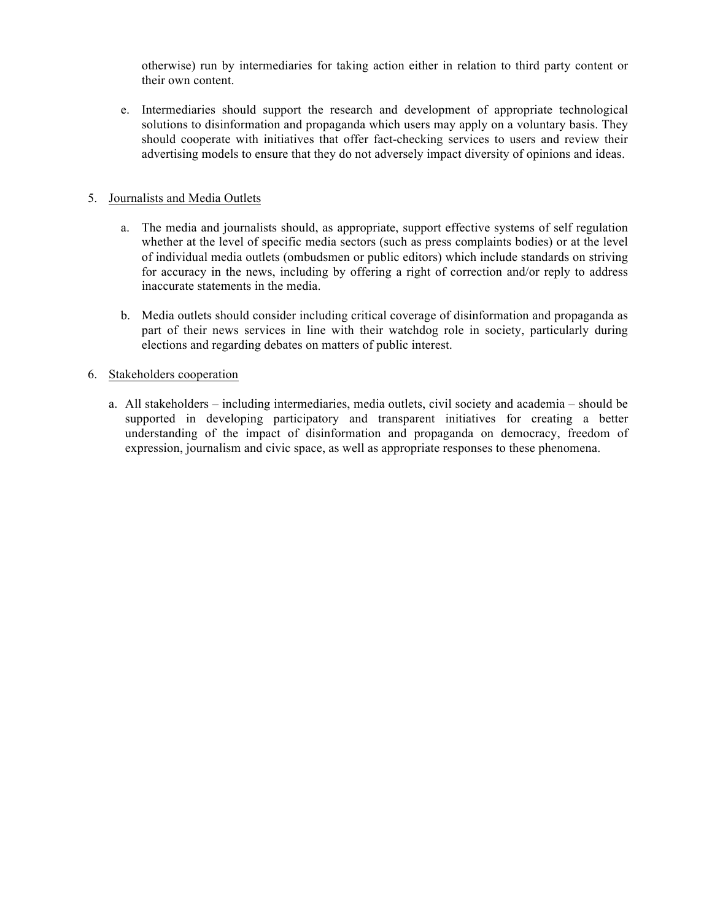otherwise) run by intermediaries for taking action either in relation to third party content or their own content.

e. Intermediaries should support the research and development of appropriate technological solutions to disinformation and propaganda which users may apply on a voluntary basis. They should cooperate with initiatives that offer fact-checking services to users and review their advertising models to ensure that they do not adversely impact diversity of opinions and ideas.

5. <u>Journalists and Media Outlets</u>

   a. The media and journalists should, as appropriate, support effective systems of self regulation whether at the level of specific media sectors (such as press complaints bodies) or at the level of individual media outlets (ombudsmen or public editors) which include standards on striving for accuracy in the news, including by offering a right of correction and/or reply to address inaccurate statements in the media.

   b. Media outlets should consider including critical coverage of disinformation and propaganda as part of their news services in line with their watchdog role in society, particularly during elections and regarding debates on matters of public interest.

6. <u>Stakeholders cooperation</u>

   a. All stakeholders – including intermediaries, media outlets, civil society and academia – should be supported in developing participatory and transparent initiatives for creating a better understanding of the impact of disinformation and propaganda on democracy, freedom of expression, journalism and civic space, as well as appropriate responses to these phenomena.